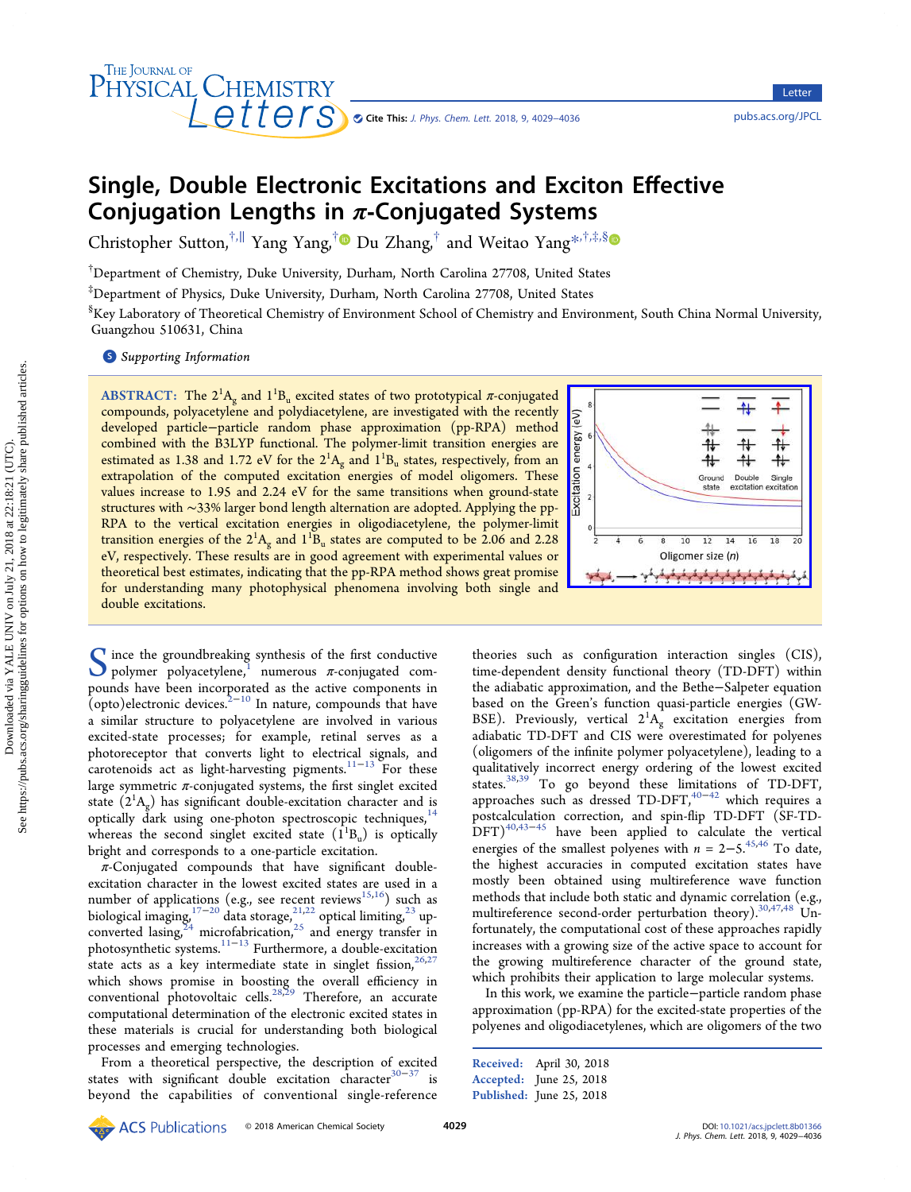# Single, Double Electronic Excitations and Exciton Effective Conjugation Lengths in π-Conjugated Systems

Christopher Sutton,[†,∥] Yang Yang,[†] Du Zhang,[†] and Weitao Yang*[,†,‡,§]

[†]Department of Chemistry, Duke University, Durham, North Carolina 27708, United States

[‡]Department of Physics, Duke University, Durham, North Carolina 27708, United States

[§]Key Laboratory of Theoretical Chemistry of Environment School of Chemistry and Environment, South China Normal University, Guangzhou 510631, China

Supporting Information

**ABSTRACT:** The $2^1A_g$ and $1^1B_u$ excited states of two prototypical π-conjugated compounds, polyacetylene and polydiacetylene, are investigated with the recently developed particle–particle random phase approximation (pp-RPA) method combined with the B3LYP functional. The polymer-limit transition energies are estimated as 1.38 and 1.72 eV for the $2^1A_g$ and $1^1B_u$ states, respectively, from an extrapolation of the computed excitation energies of model oligomers. These values increase to 1.95 and 2.24 eV for the same transitions when ground-state structures with ~33% larger bond length alternation are adopted. Applying the pp-RPA to the vertical excitation energies in oligodiacetylene, the polymer-limit transition energies of the $2^1A_g$ and $1^1B_u$ states are computed to be 2.06 and 2.28 eV, respectively. These results are in good agreement with experimental values or theoretical best estimates, indicating that the pp-RPA method shows great promise for understanding many photophysical phenomena involving both single and double excitations.

Since the groundbreaking synthesis of the first conductive polymer polyacetylene,[1] numerous π-conjugated compounds have been incorporated as the active components in (opto)electronic devices.[2−10] In nature, compounds that have a similar structure to polyacetylene are involved in various excited-state processes; for example, retinal serves as a photoreceptor that converts light to electrical signals, and carotenoids act as light-harvesting pigments.[11−13] For these large symmetric π-conjugated systems, the first singlet excited state ($2^1A_g$) has significant double-excitation character and is optically dark using one-photon spectroscopic techniques,[14] whereas the second singlet excited state ($1^1B_u$) is optically bright and corresponds to a one-particle excitation.

π-Conjugated compounds that have significant double-excitation character in the lowest excited states are used in a number of applications (e.g., see recent reviews[15,16]) such as biological imaging,[17−20] data storage,[21,22] optical limiting,[23] up-converted lasing,[24] microfabrication,[25] and energy transfer in photosynthetic systems.[11−13] Furthermore, a double-excitation state acts as a key intermediate state in singlet fission,[26,27] which shows promise in boosting the overall efficiency in conventional photovoltaic cells.[28,29] Therefore, an accurate computational determination of the electronic excited states in these materials is crucial for understanding both biological processes and emerging technologies.

From a theoretical perspective, the description of excited states with significant double excitation character[30−37] is beyond the capabilities of conventional single-reference theories such as configuration interaction singles (CIS), time-dependent density functional theory (TD-DFT) within the adiabatic approximation, and the Bethe–Salpeter equation based on the Green's function quasi-particle energies (GW-BSE). Previously, vertical $2^1A_g$ excitation energies from adiabatic TD-DFT and CIS were overestimated for polyenes (oligomers of the infinite polymer polyacetylene), leading to a qualitatively incorrect energy ordering of the lowest excited states.[38,39] To go beyond these limitations of TD-DFT, approaches such as dressed TD-DFT,[40−42] which requires a postcalculation correction, and spin-flip TD-DFT (SF-TD-DFT)[40,43−45] have been applied to calculate the vertical energies of the smallest polyenes with $n = 2−5$.[45,46] To date, the highest accuracies in computed excitation states have mostly been obtained using multireference wave function methods that include both static and dynamic correlation (e.g., multireference second-order perturbation theory).[30,47,48] Unfortunately, the computational cost of these approaches rapidly increases with a growing size of the active space to account for the growing multireference character of the ground state, which prohibits their application to large molecular systems.

In this work, we examine the particle–particle random phase approximation (pp-RPA) for the excited-state properties of the polyenes and oligodiacetylenes, which are oligomers of the two

Received: April 30, 2018
Accepted: June 25, 2018
Published: June 25, 2018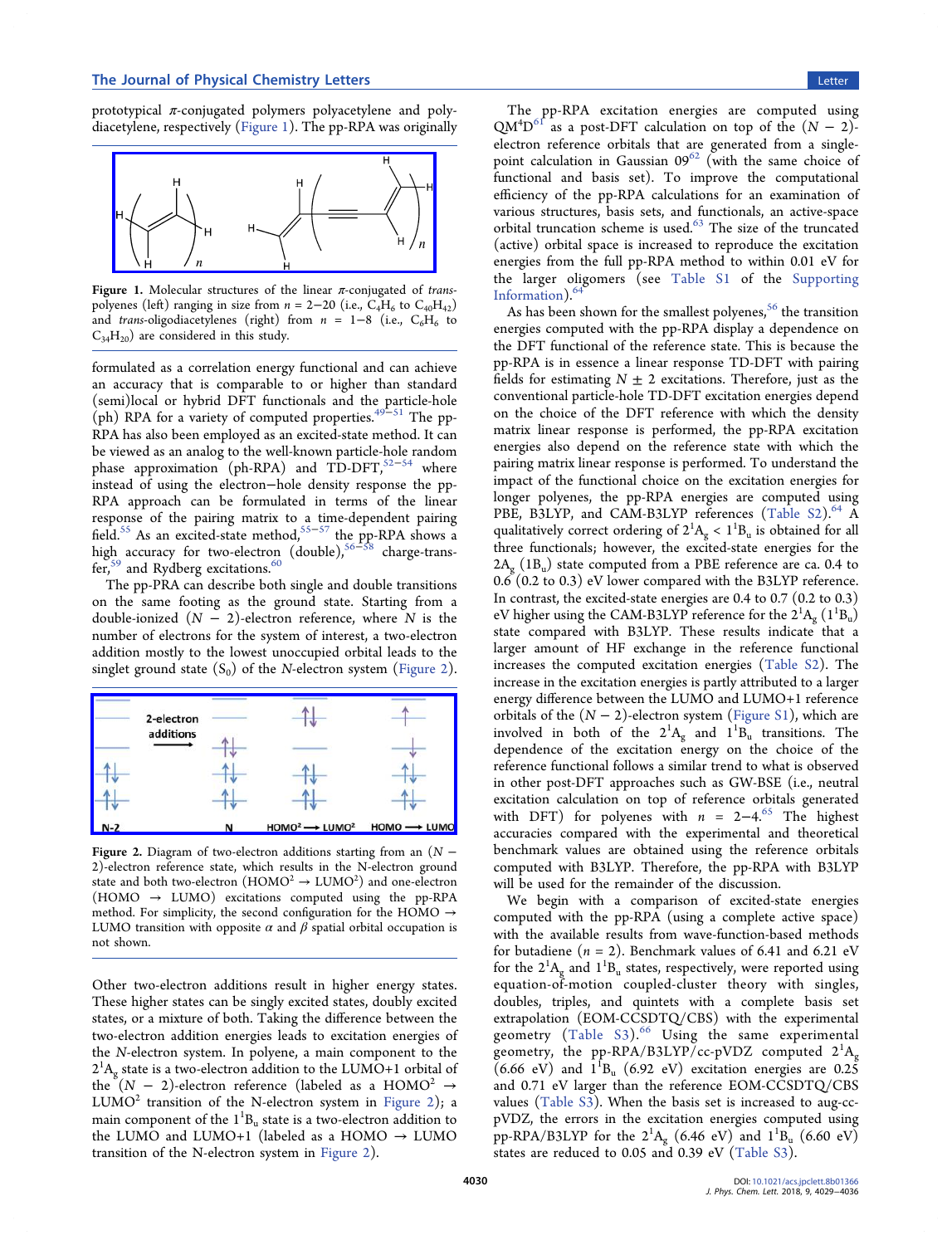prototypical π-conjugated polymers polyacetylene and polydiacetylene, respectively (Figure 1). The pp-RPA was originally

Figure 1. Molecular structures of the linear π-conjugated of *trans*-polyenes (left) ranging in size from $n = 2-20$ (i.e., $C_4H_6$ to $C_{40}H_{42}$) and *trans*-oligodiacetylenes (right) from $n = 1-8$ (i.e., $C_6H_6$ to $C_{34}H_{20}$) are considered in this study.

formulated as a correlation energy functional and can achieve an accuracy that is comparable to or higher than standard (semi)local or hybrid DFT functionals and the particle-hole (ph) RPA for a variety of computed properties.[49−51] The pp-RPA has also been employed as an excited-state method. It can be viewed as an analog to the well-known particle-hole random phase approximation (ph-RPA) and TD-DFT,[52−54] where instead of using the electron−hole density response the pp-RPA approach can be formulated in terms of the linear response of the pairing matrix to a time-dependent pairing field.[55] As an excited-state method,[55−57] the pp-RPA shows a high accuracy for two-electron (double),[56−58] charge-transfer,[59] and Rydberg excitations.[60]

The pp-PRA can describe both single and double transitions on the same footing as the ground state. Starting from a double-ionized ($N - 2$)-electron reference, where $N$ is the number of electrons for the system of interest, a two-electron addition mostly to the lowest unoccupied orbital leads to the singlet ground state ($S_0$) of the $N$-electron system (Figure 2).

Figure 2. Diagram of two-electron additions starting from an ($N - 2$)-electron reference state, which results in the N-electron ground state and both two-electron ($HOMO^2 \rightarrow LUMO^2$) and one-electron (HOMO → LUMO) excitations computed using the pp-RPA method. For simplicity, the second configuration for the HOMO → LUMO transition with opposite α and β spatial orbital occupation is not shown.

Other two-electron additions result in higher energy states. These higher states can be singly excited states, doubly excited states, or a mixture of both. Taking the difference between the two-electron addition energies leads to excitation energies of the $N$-electron system. In polyene, a main component to the $2^1A_g$ state is a two-electron addition to the LUMO+1 orbital of the ($N - 2$)-electron reference (labeled as a $HOMO^2 \rightarrow LUMO^2$ transition of the N-electron system in Figure 2); a main component of the $1^1B_u$ state is a two-electron addition to the LUMO and LUMO+1 (labeled as a HOMO → LUMO transition of the N-electron system in Figure 2).

The pp-RPA excitation energies are computed using QM[4]D[61] as a post-DFT calculation on top of the ($N - 2$)-electron reference orbitals that are generated from a single-point calculation in Gaussian 09[62] (with the same choice of functional and basis set). To improve the computational efficiency of the pp-RPA calculations for an examination of various structures, basis sets, and functionals, an active-space orbital truncation scheme is used.[63] The size of the truncated (active) orbital space is increased to reproduce the excitation energies from the full pp-RPA method to within 0.01 eV for the larger oligomers (see Table S1 of the Supporting Information).[64]

As has been shown for the smallest polyenes,[56] the transition energies computed with the pp-RPA display a dependence on the DFT functional of the reference state. This is because the pp-RPA is in essence a linear response TD-DFT with pairing fields for estimating $N \pm 2$ excitations. Therefore, just as the conventional particle-hole TD-DFT excitation energies depend on the choice of the DFT reference with which the density matrix linear response is performed, the pp-RPA excitation energies also depend on the reference state with which the pairing matrix linear response is performed. To understand the impact of the functional choice on the excitation energies for longer polyenes, the pp-RPA energies are computed using PBE, B3LYP, and CAM-B3LYP references (Table S2).[64] A qualitatively correct ordering of $2^1A_g < 1^1B_u$ is obtained for all three functionals; however, the excited-state energies for the $2A_g$ ($1B_u$) state computed with a PBE reference are ca. 0.4 to 0.6 (0.2 to 0.3) eV lower compared with the B3LYP reference. In contrast, the excited-state energies are 0.4 to 0.7 (0.2 to 0.3) eV higher using the CAM-B3LYP reference for the $2^1A_g$ ($1^1B_u$) state compared with B3LYP. These results indicate that a larger amount of HF exchange in the reference functional increases the computed excitation energies (Table S2). The increase in the excitation energies is partly attributed to a larger energy difference between the LUMO and LUMO+1 reference orbitals of the ($N - 2$)-electron system (Figure S1), which are involved in both of the $2^1A_g$ and $1^1B_u$ transitions. The dependence of the excitation energy on the choice of the reference functional follows a similar trend to what is observed in other post-DFT approaches such as GW-BSE (i.e., neutral excitation calculation on top of reference orbitals generated with DFT) for polyenes with $n = 2-4$.[65] The highest accuracies compared with the experimental and theoretical benchmark values are obtained using the reference orbitals computed with B3LYP. Therefore, the pp-RPA with B3LYP will be used for the remainder of the discussion.

We begin with a comparison of excited-state energies computed with the pp-RPA (using a complete active space) with the available results from wave-function-based methods for butadiene ($n = 2$). Benchmark values of 6.41 and 6.21 eV for the $2^1A_g$ and $1^1B_u$ states, respectively, were reported using equation-of-motion coupled-cluster theory with singles, doubles, triples, and quintets with a complete basis set extrapolation (EOM-CCSDTQ/CBS) with the experimental geometry (Table S3).[66] Using the same experimental geometry, the pp-RPA/B3LYP/cc-pVDZ computed $2^1A_g$ (6.66 eV) and $1^1B_u$ (6.92 eV) excitation energies are 0.25 and 0.71 eV larger than the reference EOM-CCSDTQ/CBS values (Table S3). When the basis set is increased to aug-cc-pVDZ, the errors in the excitation energies computed using pp-RPA/B3LYP for the $2^1A_g$ (6.46 eV) and $1^1B_u$ (6.60 eV) states are reduced to 0.05 and 0.39 eV (Table S3).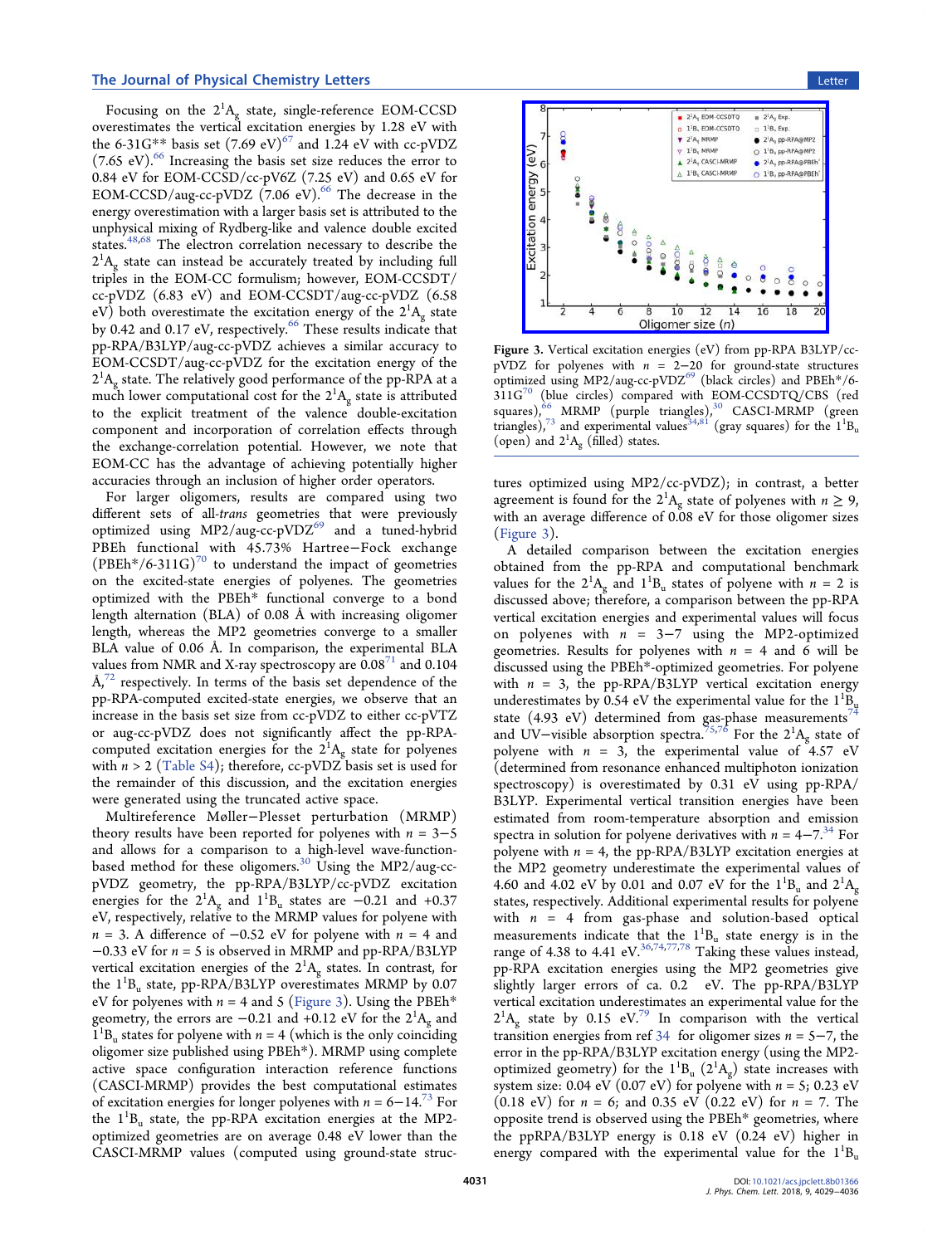Focusing on the $2^1A_g$ state, single-reference EOM-CCSD overestimates the vertical excitation energies by 1.28 eV with the 6-31G** basis set (7.69 eV)[67] and 1.24 eV with cc-pVDZ (7.65 eV).[66] Increasing the basis set size reduces the error to 0.84 eV for EOM-CCSD/cc-pV6Z (7.25 eV) and 0.65 eV for EOM-CCSD/aug-cc-pVDZ (7.06 eV).[66] The decrease in the energy overestimation with a larger basis set is attributed to the unphysical mixing of Rydberg-like and valence double excited states.[48,68] The electron correlation necessary to describe the $2^1A_g$ state can instead be accurately treated by including full triples in the EOM-CC formulism; however, EOM-CCSDT/cc-pVDZ (6.83 eV) and EOM-CCSDT/aug-cc-pVDZ (6.58 eV) both overestimate the excitation energy of the $2^1A_g$ state by 0.42 and 0.17 eV, respectively.[66] These results indicate that pp-RPA/B3LYP/aug-cc-pVDZ achieves a similar accuracy to EOM-CCSDT/aug-cc-pVDZ for the excitation energy of the $2^1A_g$ state. The relatively good performance of the pp-RPA at a much lower computational cost for the $2^1A_g$ state is attributed to the explicit treatment of the valence double-excitation component and incorporation of correlation effects through the exchange-correlation potential. However, we note that EOM-CC has the advantage of achieving potentially higher accuracies through an inclusion of higher order operators.

For larger oligomers, results are compared using two different sets of all-*trans* geometries that were previously optimized using MP2/aug-cc-pVDZ[69] and a tuned-hybrid PBEh functional with 45.73% Hartree−Fock exchange (PBEh*/6-311G)[70] to understand the impact of geometries on the excited-state energies of polyenes. The geometries optimized with the PBEh* functional converge to a bond length alternation (BLA) of 0.08 Å with increasing oligomer length, whereas the MP2 geometries converge to a smaller BLA value of 0.06 Å. In comparison, the experimental BLA values from NMR and X-ray spectroscopy are 0.08[71] and 0.104 Å,[72] respectively. In terms of the basis set dependence of the pp-RPA-computed excited-state energies, we observe that an increase in the basis set size from cc-pVDZ to either cc-pVTZ or aug-cc-pVDZ does not significantly affect the pp-RPA-computed excitation energies for the $2^1A_g$ state for polyenes with $n > 2$ (Table S4); therefore, cc-pVDZ basis set is used for the remainder of this discussion, and the excitation energies were generated using the truncated active space.

Multireference Møller−Plesset perturbation (MRMP) theory results have been reported for polyenes with $n = 3$−5 and allows for a comparison to a high-level wave-function-based method for these oligomers.[30] Using the MP2/aug-cc-pVDZ geometry, the pp-RPA/B3LYP/cc-pVDZ excitation energies for the $2^1A_g$ and $1^1B_u$ states are −0.21 and +0.37 eV, respectively, relative to the MRMP values for polyene with $n = 3$. A difference of −0.52 eV for polyene with $n = 4$ and −0.33 eV for $n = 5$ is observed in MRMP and pp-RPA/B3LYP vertical excitation energies of the $2^1A_g$ states. In contrast, for the $1^1B_u$ state, pp-RPA/B3LYP overestimates MRMP by 0.07 eV for polyenes with $n = 4$ and 5 (Figure 3). Using the PBEh* geometry, the errors are −0.21 and +0.12 eV for the $2^1A_g$ and $1^1B_u$ states for polyene with $n = 4$ (which is the only coinciding oligomer size published using PBEh*). MRMP using complete active space configuration interaction reference functions (CASCI-MRMP) provides the best computational estimates of excitation energies for longer polyenes with $n = 6$−14.[73] For the $1^1B_u$ state, the pp-RPA excitation energies at the MP2-optimized geometries are on average 0.48 eV lower than the CASCI-MRMP values (computed using ground-state structures optimized using MP2/cc-pVDZ); in contrast, a better agreement is found for the $2^1A_g$ state of polyenes with $n \geq 9$, with an average difference of 0.08 eV for those oligomer sizes (Figure 3).

Figure 3. Vertical excitation energies (eV) from pp-RPA B3LYP/cc-pVDZ for polyenes with $n = 2$−20 for ground-state structures optimized using MP2/aug-cc-pVDZ[69] (black circles) and PBEh*/6-311G[70] (blue circles) compared with EOM-CCSDTQ/CBS (red squares),[66] MRMP (purple triangles),[30] CASCI-MRMP (green triangles),[73] and experimental values[34,81] (gray squares) for the $1^1B_u$ (open) and $2^1A_g$ (filled) states.

A detailed comparison between the excitation energies obtained from the pp-RPA and computational benchmark values for the $2^1A_g$ and $1^1B_u$ states of polyene with $n = 2$ is discussed above; therefore, a comparison between the pp-RPA vertical excitation energies and experimental values will focus on polyenes with $n = 3$−7 using the MP2-optimized geometries. Results for polyenes with $n = 4$ and 6 will be discussed using the PBEh*-optimized geometries. For polyene with $n = 3$, the pp-RPA/B3LYP vertical excitation energy underestimates by 0.54 eV the experimental value for the $1^1B_u$ state (4.93 eV) determined from gas-phase measurements[74] and UV−visible absorption spectra.[75,76] For the $2^1A_g$ state of polyene with $n = 3$, the experimental value of 4.57 eV (determined from resonance enhanced multiphoton ionization spectroscopy) is overestimated by 0.31 eV using pp-RPA/B3LYP. Experimental vertical transition energies have been estimated from room-temperature absorption and emission spectra in solution for polyene derivatives with $n = 4$−7.[34] For polyene with $n = 4$, the pp-RPA/B3LYP excitation energies at the MP2 geometry underestimate the experimental values of 4.60 and 4.02 eV by 0.01 and 0.07 eV for the $1^1B_u$ and $2^1A_g$ states, respectively. Additional experimental results for polyene with $n = 4$ from gas-phase and solution-based optical measurements indicate that the $1^1B_u$ state energy is in the range of 4.38 to 4.41 eV.[36,74,77,78] Taking these values instead, pp-RPA excitation energies using the MP2 geometries give slightly larger errors of ca. 0.2 eV. The pp-RPA/B3LYP vertical excitation underestimates an experimental value for the $2^1A_g$ state by 0.15 eV.[79] In comparison with the vertical transition energies from ref 34 for oligomer sizes $n = 5$−7, the error in the pp-RPA/B3LYP excitation energy (using the MP2-optimized geometry) for the $1^1B_u$ ($2^1A_g$) state increases with system size: 0.04 eV (0.07 eV) for polyene with $n = 5$; 0.23 eV (0.18 eV) for $n = 6$; and 0.35 eV (0.22 eV) for $n = 7$. The opposite trend is observed using the PBEh* geometries, where the ppRPA/B3LYP energy is 0.18 eV (0.24 eV) higher in energy compared with the experimental value for the $1^1B_u$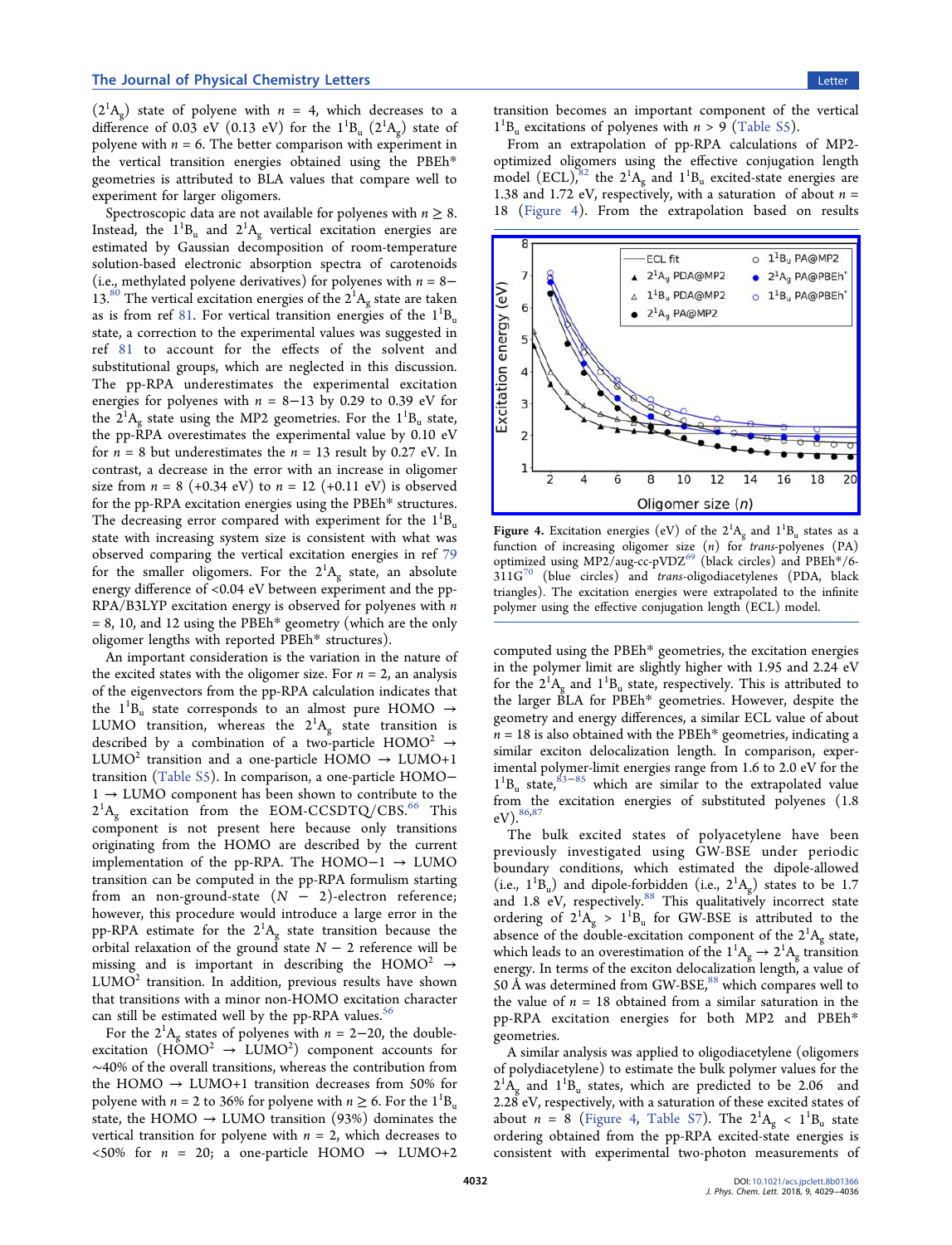($2^1A_g$) state of polyene with $n = 4$, which decreases to a difference of 0.03 eV (0.13 eV) for the $1^1B_u$ ($2^1A_g$) state of polyene with $n = 6$. The better comparison with experiment in the vertical transition energies obtained using the PBEh* geometries is attributed to BLA values that compare well to experiment for larger oligomers.

Spectroscopic data are not available for polyenes with $n \geq 8$. Instead, the $1^1B_u$ and $2^1A_g$ vertical excitation energies are estimated by Gaussian decomposition of room-temperature solution-based electronic absorption spectra of carotenoids (i.e., methylated polyene derivatives) for polyenes with $n = 8$–13.[80] The vertical excitation energies of the $2^1A_g$ state are taken as is from ref 81. For vertical transition energies of the $1^1B_u$ state, a correction to the experimental values was suggested in ref 81 to account for the effects of the solvent and substitutional groups, which are neglected in this discussion. The pp-RPA underestimates the experimental excitation energies for polyenes with $n = 8$–13 by 0.29 to 0.39 eV for the $2^1A_g$ state using the MP2 geometries. For the $1^1B_u$ state, the pp-RPA overestimates the experimental value by 0.10 eV for $n = 8$ but underestimates the $n = 13$ result by 0.27 eV. In contrast, a decrease in the error with an increase in oligomer size from $n = 8$ (+0.34 eV) to $n = 12$ (+0.11 eV) is observed for the pp-RPA excitation energies using the PBEh* structures. The decreasing error compared with experiment for the $1^1B_u$ state with increasing system size is consistent with what was observed comparing the vertical excitation energies in ref 79 for the smaller oligomers. For the $2^1A_g$ state, an absolute energy difference of <0.04 eV between experiment and the pp-RPA/B3LYP excitation energy is observed for polyenes with $n = 8$, 10, and 12 using the PBEh* geometry (which are the only oligomer lengths with reported PBEh* structures).

An important consideration is the variation in the nature of the excited states with the oligomer size. For $n = 2$, an analysis of the eigenvectors from the pp-RPA calculation indicates that the $1^1B_u$ state corresponds to an almost pure HOMO → LUMO transition, whereas the $2^1A_g$ state transition is described by a combination of a two-particle HOMO$^2$ → LUMO$^2$ transition and a one-particle HOMO → LUMO+1 transition (Table S5). In comparison, a one-particle HOMO−1 → LUMO component has been shown to contribute to the $2^1A_g$ excitation from the EOM-CCSDTQ/CBS.[66] This component is not present here because only transitions originating from the HOMO are described by the current implementation of the pp-RPA. The HOMO−1 → LUMO transition can be computed in the pp-RPA formulism starting from an non-ground-state ($N - 2$)-electron reference; however, this procedure would introduce a large error in the pp-RPA estimate for the $2^1A_g$ state transition because the orbital relaxation of the ground state $N - 2$ reference will be missing and is important in describing the HOMO$^2$ → LUMO$^2$ transition. In addition, previous results have shown that transitions with a minor non-HOMO excitation character can still be estimated well by the pp-RPA values.[56]

For the $2^1A_g$ states of polyenes with $n = 2$–20, the double-excitation (HOMO$^2$ → LUMO$^2$) component accounts for ~40% of the overall transitions, whereas the contribution from the HOMO → LUMO+1 transition decreases from 50% for polyene with $n = 2$ to 36% for polyene with $n \geq 6$. For the $1^1B_u$ state, the HOMO → LUMO transition (93%) dominates the vertical transition for polyene with $n = 2$, which decreases to <50% for $n = 20$; a one-particle HOMO → LUMO+2 transition becomes an important component of the vertical $1^1B_u$ excitations of polyenes with $n > 9$ (Table S5).

From an extrapolation of pp-RPA calculations of MP2-optimized oligomers using the effective conjugation length model (ECL),[82] the $2^1A_g$ and $1^1B_u$ excited-state energies are 1.38 and 1.72 eV, respectively, with a saturation of about $n = 18$ (Figure 4). From the extrapolation based on results computed using the PBEh* geometries, the excitation energies in the polymer limit are slightly higher with 1.95 and 2.24 eV for the $2^1A_g$ and $1^1B_u$ state, respectively. This is attributed to the larger BLA for PBEh* geometries. However, despite the geometry and energy differences, a similar ECL value of about $n = 18$ is also obtained with the PBEh* geometries, indicating a similar exciton delocalization length. In comparison, experimental polymer-limit energies range from 1.6 to 2.0 eV for the $1^1B_u$ state,[83−85] which are similar to the extrapolated value from the excitation energies of substituted polyenes (1.8 eV).[86,87]

Figure 4. Excitation energies (eV) of the $2^1A_g$ and $1^1B_u$ states as a function of increasing oligomer size ($n$) for *trans*-polyenes (PA) optimized using MP2/aug-cc-pVDZ[69] (black circles) and PBEh*/6-311G[70] (blue circles) and *trans*-oligodiacetylenes (PDA, black triangles). The excitation energies were extrapolated to the infinite polymer using the effective conjugation length (ECL) model.

The bulk excited states of polyacetylene have been previously investigated using GW-BSE under periodic boundary conditions, which estimated the dipole-allowed (i.e., $1^1B_u$) and dipole-forbidden (i.e., $2^1A_g$) states to be 1.7 and 1.8 eV, respectively.[88] This qualitatively incorrect state ordering of $2^1A_g > 1^1B_u$ for GW-BSE is attributed to the absence of the double-excitation component of the $2^1A_g$ state, which leads to an overestimation of the $1^1A_g \rightarrow 2^1A_g$ transition energy. In terms of the exciton delocalization length, a value of 50 Å was determined from GW-BSE,[88] which compares well to the value of $n = 18$ obtained from a similar saturation in the pp-RPA excitation energies for both MP2 and PBEh* geometries.

A similar analysis was applied to oligodiacetylene (oligomers of polydiacetylene) to estimate the bulk polymer values for the $2^1A_g$ and $1^1B_u$ states, which are predicted to be 2.06 and 2.28 eV, respectively, with a saturation of these excited states of about $n = 8$ (Figure 4, Table S7). The $2^1A_g < 1^1B_u$ state ordering obtained from the pp-RPA excited-state energies is consistent with experimental two-photon measurements of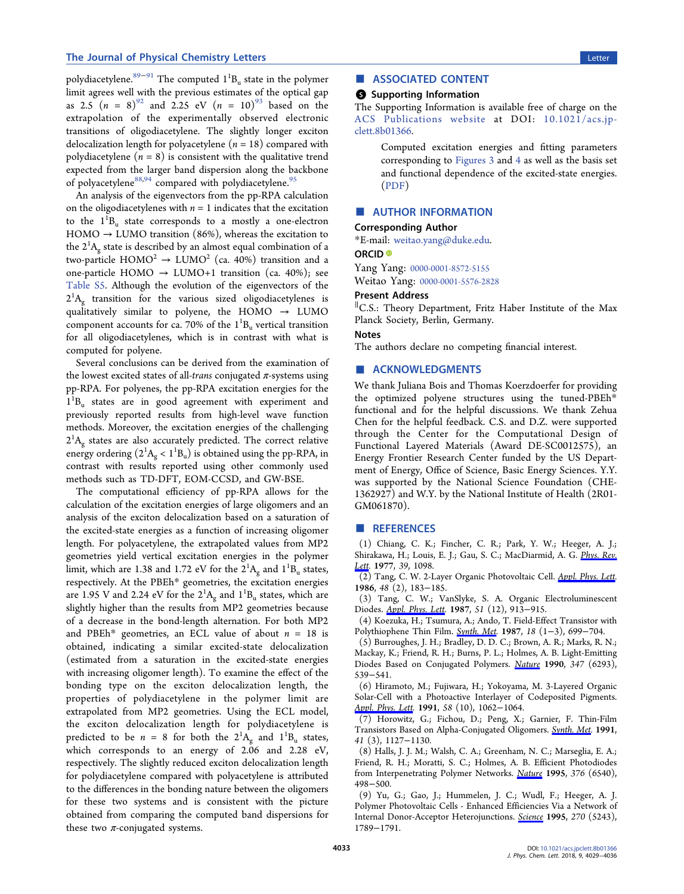polydiacetylene.[89−91] The computed $1^1B_u$ state in the polymer limit agrees well with the previous estimates of the optical gap as 2.5 ($n$ = 8)[92] and 2.25 eV ($n$ = 10)[93] based on the extrapolation of the experimentally observed electronic transitions of oligodiacetylene. The slightly longer exciton delocalization length for polyacetylene ($n$ = 18) compared with polydiacetylene ($n$ = 8) is consistent with the qualitative trend expected from the larger band dispersion along the backbone of polyacetylene[88,94] compared with polydiacetylene.[95]

An analysis of the eigenvectors from the pp-RPA calculation on the oligodiacetylenes with $n$ = 1 indicates that the excitation to the $1^1B_u$ state corresponds to a mostly a one-electron HOMO → LUMO transition (86%), whereas the excitation to the $2^1A_g$ state is described by an almost equal combination of a two-particle HOMO$^2$ → LUMO$^2$ (ca. 40%) transition and a one-particle HOMO → LUMO+1 transition (ca. 40%); see Table S5. Although the evolution of the eigenvectors of the $2^1A_g$ transition for the various sized oligodiacetylenes is qualitatively similar to polyene, the HOMO → LUMO component accounts for ca. 70% of the $1^1B_u$ vertical transition for all oligodiacetylenes, which is in contrast with what is computed for polyene.

Several conclusions can be derived from the examination of the lowest excited states of all-*trans* conjugated π-systems using pp-RPA. For polyenes, the pp-RPA excitation energies for the $1^1B_u$ states are in good agreement with experiment and previously reported results from high-level wave function methods. Moreover, the excitation energies of the challenging $2^1A_g$ states are also accurately predicted. The correct relative energy ordering ($2^1A_g < 1^1B_u$) is obtained using the pp-RPA, in contrast with results reported using other commonly used methods such as TD-DFT, EOM-CCSD, and GW-BSE.

The computational efficiency of pp-RPA allows for the calculation of the excitation energies of large oligomers and an analysis of the exciton delocalization based on a saturation of the excited-state energies as a function of increasing oligomer length. For polyacetylene, the extrapolated values from MP2 geometries yield vertical excitation energies in the polymer limit, which are 1.38 and 1.72 eV for the $2^1A_g$ and $1^1B_u$ states, respectively. At the PBEh* geometries, the excitation energies are 1.95 V and 2.24 eV for the $2^1A_g$ and $1^1B_u$ states, which are slightly higher than the results from MP2 geometries because of a decrease in the bond-length alternation. For both MP2 and PBEh* geometries, an ECL value of about $n$ = 18 is obtained, indicating a similar excited-state delocalization (estimated from a saturation in the excited-state energies with increasing oligomer length). To examine the effect of the bonding type on the exciton delocalization length, the properties of polydiacetylene in the polymer limit are extrapolated from MP2 geometries. Using the ECL model, the exciton delocalization length for polydiacetylene is predicted to be $n$ = 8 for both the $2^1A_g$ and $1^1B_u$ states, which corresponds to an energy of 2.06 and 2.28 eV, respectively. The slightly reduced exciton delocalization length for polydiacetylene compared with polyacetylene is attributed to the differences in the bonding nature between the oligomers for these two systems and is consistent with the picture obtained from comparing the computed band dispersions for these two π-conjugated systems.

## ■ ASSOCIATED CONTENT

### Supporting Information

The Supporting Information is available free of charge on the ACS Publications website at DOI: 10.1021/acs.jpclett.8b01366.

> Computed excitation energies and fitting parameters corresponding to Figures 3 and 4 as well as the basis set and functional dependence of the excited-state energies. (PDF)

## ■ AUTHOR INFORMATION

### Corresponding Author

*E-mail: weitao.yang@duke.edu.

### ORCID

Yang Yang: 0000-0001-8572-5155

Weitao Yang: 0000-0001-5576-2828

### Present Address

[‖]C.S.: Theory Department, Fritz Haber Institute of the Max Planck Society, Berlin, Germany.

### Notes

The authors declare no competing financial interest.

## ■ ACKNOWLEDGMENTS

We thank Juliana Bois and Thomas Koerzdoerfer for providing the optimized polyene structures using the tuned-PBEh* functional and for the helpful discussions. We thank Zehua Chen for the helpful feedback. C.S. and D.Z. were supported through the Center for the Computational Design of Functional Layered Materials (Award DE-SC0012575), an Energy Frontier Research Center funded by the US Department of Energy, Office of Science, Basic Energy Sciences. Y.Y. was supported by the National Science Foundation (CHE-1362927) and W.Y. by the National Institute of Health (2R01-GM061870).

## ■ REFERENCES

(1) Chiang, C. K.; Fincher, C. R.; Park, Y. W.; Heeger, A. J.; Shirakawa, H.; Louis, E. J.; Gau, S. C.; MacDiarmid, A. G. *Phys. Rev. Lett.* **1977**, *39*, 1098.

(2) Tang, C. W. 2-Layer Organic Photovoltaic Cell. *Appl. Phys. Lett.* **1986**, *48* (2), 183−185.

(3) Tang, C. W.; VanSlyke, S. A. Organic Electroluminescent Diodes. *Appl. Phys. Lett.* **1987**, *51* (12), 913−915.

(4) Koezuka, H.; Tsumura, A.; Ando, T. Field-Effect Transistor with Polythiophene Thin Film. *Synth. Met.* **1987**, *18* (1−3), 699−704.

(5) Burroughes, J. H.; Bradley, D. D. C.; Brown, A. R.; Marks, R. N.; Mackay, K.; Friend, R. H.; Burns, P. L.; Holmes, A. B. Light-Emitting Diodes Based on Conjugated Polymers. *Nature* **1990**, *347* (6293), 539−541.

(6) Hiramoto, M.; Fujiwara, H.; Yokoyama, M. 3-Layered Organic Solar-Cell with a Photoactive Interlayer of Codeposited Pigments. *Appl. Phys. Lett.* **1991**, *58* (10), 1062−1064.

(7) Horowitz, G.; Fichou, D.; Peng, X.; Garnier, F. Thin-Film Transistors Based on Alpha-Conjugated Oligomers. *Synth. Met.* **1991**, *41* (3), 1127−1130.

(8) Halls, J. J. M.; Walsh, C. A.; Greenham, N. C.; Marseglia, E. A.; Friend, R. H.; Moratti, S. C.; Holmes, A. B. Efficient Photodiodes from Interpenetrating Polymer Networks. *Nature* **1995**, *376* (6540), 498−500.

(9) Yu, G.; Gao, J.; Hummelen, J. C.; Wudl, F.; Heeger, A. J. Polymer Photovoltaic Cells - Enhanced Efficiencies Via a Network of Internal Donor-Acceptor Heterojunctions. *Science* **1995**, *270* (5243), 1789−1791.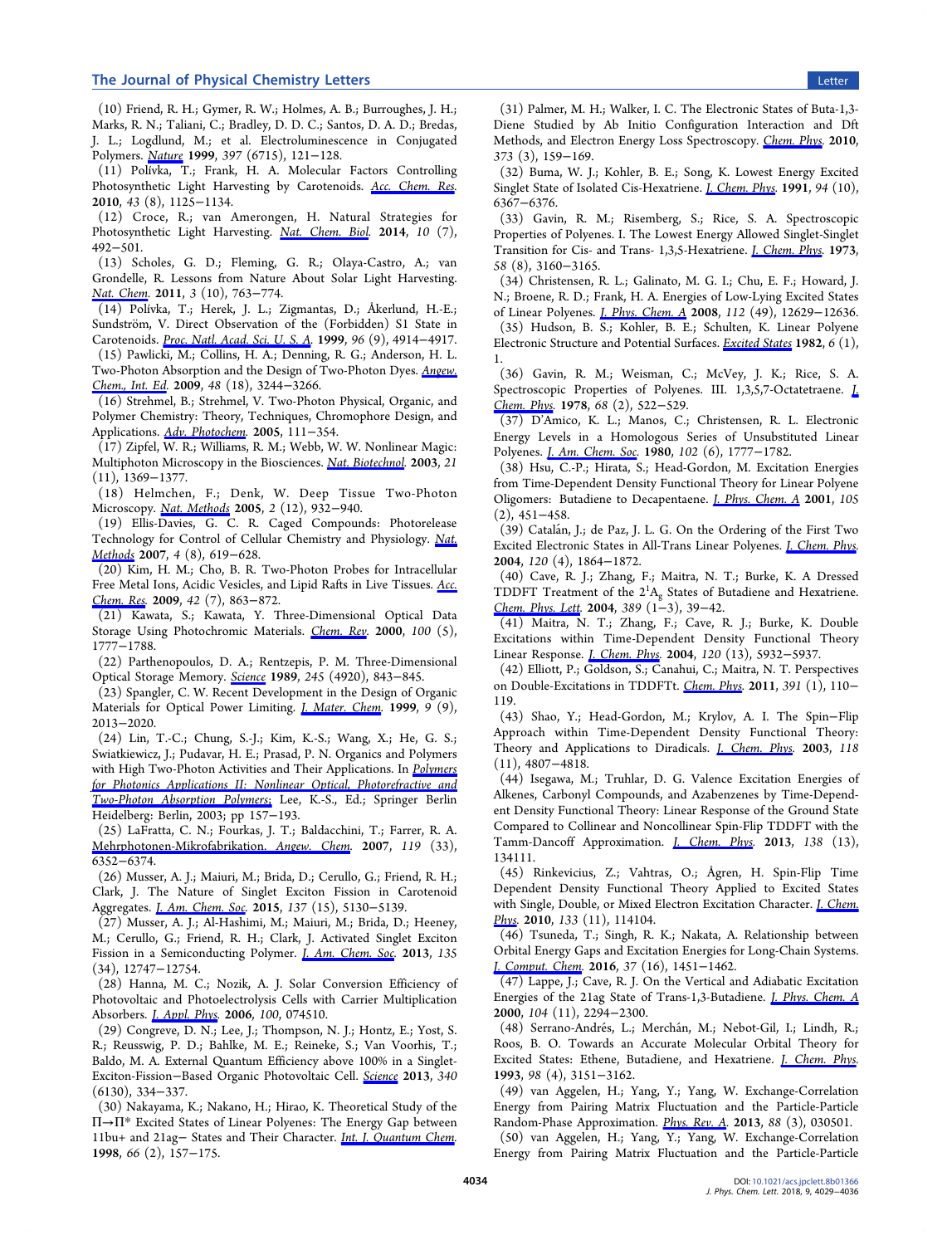(10) Friend, R. H.; Gymer, R. W.; Holmes, A. B.; Burroughes, J. H.; Marks, R. N.; Taliani, C.; Bradley, D. D. C.; Santos, D. A. D.; Bredas, J. L.; Logdlund, M.; et al. Electroluminescence in Conjugated Polymers. *Nature* **1999**, *397* (6715), 121−128.

(11) Polívka, T.; Frank, H. A. Molecular Factors Controlling Photosynthetic Light Harvesting by Carotenoids. *Acc. Chem. Res.* **2010**, *43* (8), 1125−1134.

(12) Croce, R.; van Amerongen, H. Natural Strategies for Photosynthetic Light Harvesting. *Nat. Chem. Biol.* **2014**, *10* (7), 492−501.

(13) Scholes, G. D.; Fleming, G. R.; Olaya-Castro, A.; van Grondelle, R. Lessons from Nature About Solar Light Harvesting. *Nat. Chem.* **2011**, *3* (10), 763−774.

(14) Polívka, T.; Herek, J. L.; Zigmantas, D.; Åkerlund, H.-E.; Sundström, V. Direct Observation of the (Forbidden) S1 State in Carotenoids. *Proc. Natl. Acad. Sci. U. S. A.* **1999**, *96* (9), 4914−4917.

(15) Pawlicki, M.; Collins, H. A.; Denning, R. G.; Anderson, H. L. Two-Photon Absorption and the Design of Two-Photon Dyes. *Angew. Chem., Int. Ed.* **2009**, *48* (18), 3244−3266.

(16) Strehmel, B.; Strehmel, V. Two-Photon Physical, Organic, and Polymer Chemistry: Theory, Techniques, Chromophore Design, and Applications. *Adv. Photochem.* **2005**, 111−354.

(17) Zipfel, W. R.; Williams, R. M.; Webb, W. W. Nonlinear Magic: Multiphoton Microscopy in the Biosciences. *Nat. Biotechnol.* **2003**, *21* (11), 1369−1377.

(18) Helmchen, F.; Denk, W. Deep Tissue Two-Photon Microscopy. *Nat. Methods* **2005**, *2* (12), 932−940.

(19) Ellis-Davies, G. C. R. Caged Compounds: Photorelease Technology for Control of Cellular Chemistry and Physiology. *Nat. Methods* **2007**, *4* (8), 619−628.

(20) Kim, H. M.; Cho, B. R. Two-Photon Probes for Intracellular Free Metal Ions, Acidic Vesicles, and Lipid Rafts in Live Tissues. *Acc. Chem. Res.* **2009**, *42* (7), 863−872.

(21) Kawata, S.; Kawata, Y. Three-Dimensional Optical Data Storage Using Photochromic Materials. *Chem. Rev.* **2000**, *100* (5), 1777−1788.

(22) Parthenopoulos, D. A.; Rentzepis, P. M. Three-Dimensional Optical Storage Memory. *Science* **1989**, *245* (4920), 843−845.

(23) Spangler, C. W. Recent Development in the Design of Organic Materials for Optical Power Limiting. *J. Mater. Chem.* **1999**, *9* (9), 2013−2020.

(24) Lin, T.-C.; Chung, S.-J.; Kim, K.-S.; Wang, X.; He, G. S.; Swiatkiewicz, J.; Pudavar, H. E.; Prasad, P. N. Organics and Polymers with High Two-Photon Activities and Their Applications. In *Polymers for Photonics Applications II: Nonlinear Optical, Photorefractive and Two-Photon Absorption Polymers*; Lee, K.-S., Ed.; Springer Berlin Heidelberg: Berlin, 2003; pp 157−193.

(25) LaFratta, C. N.; Fourkas, J. T.; Baldacchini, T.; Farrer, R. A. Mehrphotonen-Mikrofabrikation. *Angew. Chem.* **2007**, *119* (33), 6352−6374.

(26) Musser, A. J.; Maiuri, M.; Brida, D.; Cerullo, G.; Friend, R. H.; Clark, J. The Nature of Singlet Exciton Fission in Carotenoid Aggregates. *J. Am. Chem. Soc.* **2015**, *137* (15), 5130−5139.

(27) Musser, A. J.; Al-Hashimi, M.; Maiuri, M.; Brida, D.; Heeney, M.; Cerullo, G.; Friend, R. H.; Clark, J. Activated Singlet Exciton Fission in a Semiconducting Polymer. *J. Am. Chem. Soc.* **2013**, *135* (34), 12747−12754.

(28) Hanna, M. C.; Nozik, A. J. Solar Conversion Efficiency of Photovoltaic and Photoelectrolysis Cells with Carrier Multiplication Absorbers. *J. Appl. Phys.* **2006**, *100*, 074510.

(29) Congreve, D. N.; Lee, J.; Thompson, N. J.; Hontz, E.; Yost, S. R.; Reusswig, P. D.; Bahlke, M. E.; Reineke, S.; Van Voorhis, T.; Baldo, M. A. External Quantum Efficiency above 100% in a Singlet-Exciton-Fission−Based Organic Photovoltaic Cell. *Science* **2013**, *340* (6130), 334−337.

(30) Nakayama, K.; Nakano, H.; Hirao, K. Theoretical Study of the Π→Π* Excited States of Linear Polyenes: The Energy Gap between 11bu+ and 21ag− States and Their Character. *Int. J. Quantum Chem.* **1998**, *66* (2), 157−175.

(31) Palmer, M. H.; Walker, I. C. The Electronic States of Buta-1,3-Diene Studied by Ab Initio Configuration Interaction and Dft Methods, and Electron Energy Loss Spectroscopy. *Chem. Phys.* **2010**, *373* (3), 159−169.

(32) Buma, W. J.; Kohler, B. E.; Song, K. Lowest Energy Excited Singlet State of Isolated Cis-Hexatriene. *J. Chem. Phys.* **1991**, *94* (10), 6367−6376.

(33) Gavin, R. M.; Risemberg, S.; Rice, S. A. Spectroscopic Properties of Polyenes. I. The Lowest Energy Allowed Singlet-Singlet Transition for Cis- and Trans- 1,3,5-Hexatriene. *J. Chem. Phys.* **1973**, *58* (8), 3160−3165.

(34) Christensen, R. L.; Galinato, M. G. I.; Chu, E. F.; Howard, J. N.; Broene, R. D.; Frank, H. A. Energies of Low-Lying Excited States of Linear Polyenes. *J. Phys. Chem. A* **2008**, *112* (49), 12629−12636.

(35) Hudson, B. S.; Kohler, B. E.; Schulten, K. Linear Polyene Electronic Structure and Potential Surfaces. *Excited States* **1982**, *6* (1), 1.

(36) Gavin, R. M.; Weisman, C.; McVey, J. K.; Rice, S. A. Spectroscopic Properties of Polyenes. III. 1,3,5,7-Octatetraene. *J. Chem. Phys.* **1978**, *68* (2), 522−529.

(37) D'Amico, K. L.; Manos, C.; Christensen, R. L. Electronic Energy Levels in a Homologous Series of Unsubstituted Linear Polyenes. *J. Am. Chem. Soc.* **1980**, *102* (6), 1777−1782.

(38) Hsu, C.-P.; Hirata, S.; Head-Gordon, M. Excitation Energies from Time-Dependent Density Functional Theory for Linear Polyene Oligomers: Butadiene to Decapentaene. *J. Phys. Chem. A* **2001**, *105* (2), 451−458.

(39) Catalán, J.; de Paz, J. L. G. On the Ordering of the First Two Excited Electronic States in All-Trans Linear Polyenes. *J. Chem. Phys.* **2004**, *120* (4), 1864−1872.

(40) Cave, R. J.; Zhang, F.; Maitra, N. T.; Burke, K. A Dressed TDDFT Treatment of the $2^1A_g$ States of Butadiene and Hexatriene. *Chem. Phys. Lett.* **2004**, *389* (1−3), 39−42.

(41) Maitra, N. T.; Zhang, F.; Cave, R. J.; Burke, K. Double Excitations within Time-Dependent Density Functional Theory Linear Response. *J. Chem. Phys.* **2004**, *120* (13), 5932−5937.

(42) Elliott, P.; Goldson, S.; Canahui, C.; Maitra, N. T. Perspectives on Double-Excitations in TDDFTt. *Chem. Phys.* **2011**, *391* (1), 110−119.

(43) Shao, Y.; Head-Gordon, M.; Krylov, A. I. The Spin−Flip Approach within Time-Dependent Density Functional Theory: Theory and Applications to Diradicals. *J. Chem. Phys.* **2003**, *118* (11), 4807−4818.

(44) Isegawa, M.; Truhlar, D. G. Valence Excitation Energies of Alkenes, Carbonyl Compounds, and Azabenzenes by Time-Dependent Density Functional Theory: Linear Response of the Ground State Compared to Collinear and Noncollinear Spin-Flip TDDFT with the Tamm-Dancoff Approximation. *J. Chem. Phys.* **2013**, *138* (13), 134111.

(45) Rinkevicius, Z.; Vahtras, O.; Ågren, H. Spin-Flip Time Dependent Density Functional Theory Applied to Excited States with Single, Double, or Mixed Electron Excitation Character. *J. Chem. Phys.* **2010**, *133* (11), 114104.

(46) Tsuneda, T.; Singh, R. K.; Nakata, A. Relationship between Orbital Energy Gaps and Excitation Energies for Long-Chain Systems. *J. Comput. Chem.* **2016**, *37* (16), 1451−1462.

(47) Lappe, J.; Cave, R. J. On the Vertical and Adiabatic Excitation Energies of the 21ag State of Trans-1,3-Butadiene. *J. Phys. Chem. A* **2000**, *104* (11), 2294−2300.

(48) Serrano-Andrés, L.; Merchán, M.; Nebot-Gil, I.; Lindh, R.; Roos, B. O. Towards an Accurate Molecular Orbital Theory for Excited States: Ethene, Butadiene, and Hexatriene. *J. Chem. Phys.* **1993**, *98* (4), 3151−3162.

(49) van Aggelen, H.; Yang, Y.; Yang, W. Exchange-Correlation Energy from Pairing Matrix Fluctuation and the Particle-Particle Random-Phase Approximation. *Phys. Rev. A* **2013**, *88* (3), 030501.

(50) van Aggelen, H.; Yang, Y.; Yang, W. Exchange-Correlation Energy from Pairing Matrix Fluctuation and the Particle-Particle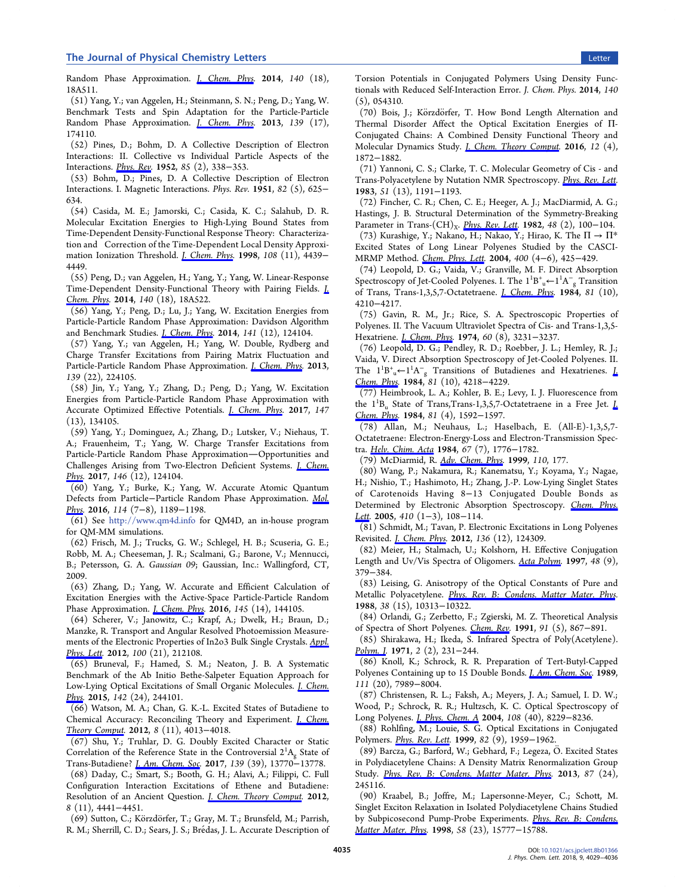Random Phase Approximation. *J. Chem. Phys.* **2014**, *140* (18), 18A511.

(51) Yang, Y.; van Aggelen, H.; Steinmann, S. N.; Peng, D.; Yang, W. Benchmark Tests and Spin Adaptation for the Particle-Particle Random Phase Approximation. *J. Chem. Phys.* **2013**, *139* (17), 174110.

(52) Pines, D.; Bohm, D. A Collective Description of Electron Interactions: II. Collective vs Individual Particle Aspects of the Interactions. *Phys. Rev.* **1952**, *85* (2), 338−353.

(53) Bohm, D.; Pines, D. A Collective Description of Electron Interactions. I. Magnetic Interactions. *Phys. Rev.* **1951**, *82* (5), 625−634.

(54) Casida, M. E.; Jamorski, C.; Casida, K. C.; Salahub, D. R. Molecular Excitation Energies to High-Lying Bound States from Time-Dependent Density-Functional Response Theory: Characterization and Correction of the Time-Dependent Local Density Approximation Ionization Threshold. *J. Chem. Phys.* **1998**, *108* (11), 4439−4449.

(55) Peng, D.; van Aggelen, H.; Yang, Y.; Yang, W. Linear-Response Time-Dependent Density-Functional Theory with Pairing Fields. *J. Chem. Phys.* **2014**, *140* (18), 18A522.

(56) Yang, Y.; Peng, D.; Lu, J.; Yang, W. Excitation Energies from Particle-Particle Random Phase Approximation: Davidson Algorithm and Benchmark Studies. *J. Chem. Phys.* **2014**, *141* (12), 124104.

(57) Yang, Y.; van Aggelen, H.; Yang, W. Double, Rydberg and Charge Transfer Excitations from Pairing Matrix Fluctuation and Particle-Particle Random Phase Approximation. *J. Chem. Phys.* **2013**, *139* (22), 224105.

(58) Jin, Y.; Yang, Y.; Zhang, D.; Peng, D.; Yang, W. Excitation Energies from Particle-Particle Random Phase Approximation with Accurate Optimized Effective Potentials. *J. Chem. Phys.* **2017**, *147* (13), 134105.

(59) Yang, Y.; Dominguez, A.; Zhang, D.; Lutsker, V.; Niehaus, T. A.; Frauenheim, T.; Yang, W. Charge Transfer Excitations from Particle-Particle Random Phase Approximation—Opportunities and Challenges Arising from Two-Electron Deficient Systems. *J. Chem. Phys.* **2017**, *146* (12), 124104.

(60) Yang, Y.; Burke, K.; Yang, W. Accurate Atomic Quantum Defects from Particle−Particle Random Phase Approximation. *Mol. Phys.* **2016**, *114* (7−8), 1189−1198.

(61) See http://www.qm4d.info for QM4D, an in-house program for QM-MM simulations.

(62) Frisch, M. J.; Trucks, G. W.; Schlegel, H. B.; Scuseria, G. E.; Robb, M. A.; Cheeseman, J. R.; Scalmani, G.; Barone, V.; Mennucci, B.; Petersson, G. A. *Gaussian 09*; Gaussian, Inc.: Wallingford, CT, 2009.

(63) Zhang, D.; Yang, W. Accurate and Efficient Calculation of Excitation Energies with the Active-Space Particle-Particle Random Phase Approximation. *J. Chem. Phys.* **2016**, *145* (14), 144105.

(64) Scherer, V.; Janowitz, C.; Krapf, A.; Dwelk, H.; Braun, D.; Manzke, R. Transport and Angular Resolved Photoemission Measurements of the Electronic Properties of In2o3 Bulk Single Crystals. *Appl. Phys. Lett.* **2012**, *100* (21), 212108.

(65) Bruneval, F.; Hamed, S. M.; Neaton, J. B. A Systematic Benchmark of the Ab Initio Bethe-Salpeter Equation Approach for Low-Lying Optical Excitations of Small Organic Molecules. *J. Chem. Phys.* **2015**, *142* (24), 244101.

(66) Watson, M. A.; Chan, G. K.-L. Excited States of Butadiene to Chemical Accuracy: Reconciling Theory and Experiment. *J. Chem. Theory Comput.* **2012**, *8* (11), 4013−4018.

(67) Shu, Y.; Truhlar, D. G. Doubly Excited Character or Static Correlation of the Reference State in the Controversial $2^1A_g$ State of Trans-Butadiene? *J. Am. Chem. Soc.* **2017**, *139* (39), 13770−13778.

(68) Daday, C.; Smart, S.; Booth, G. H.; Alavi, A.; Filippi, C. Full Configuration Interaction Excitations of Ethene and Butadiene: Resolution of an Ancient Question. *J. Chem. Theory Comput.* **2012**, *8* (11), 4441−4451.

(69) Sutton, C.; Körzdörfer, T.; Gray, M. T.; Brunsfeld, M.; Parrish, R. M.; Sherrill, C. D.; Sears, J. S.; Brédas, J. L. Accurate Description of Torsion Potentials in Conjugated Polymers Using Density Functionals with Reduced Self-Interaction Error. *J. Chem. Phys.* **2014**, *140* (5), 054310.

(70) Bois, J.; Körzdörfer, T. How Bond Length Alternation and Thermal Disorder Affect the Optical Excitation Energies of Π-Conjugated Chains: A Combined Density Functional Theory and Molecular Dynamics Study. *J. Chem. Theory Comput.* **2016**, *12* (4), 1872−1882.

(71) Yannoni, C. S.; Clarke, T. C. Molecular Geometry of Cis - and Trans-Polyacetylene by Nutation NMR Spectroscopy. *Phys. Rev. Lett.* **1983**, *51* (13), 1191−1193.

(72) Fincher, C. R.; Chen, C. E.; Heeger, A. J.; MacDiarmid, A. G.; Hastings, J. B. Structural Determination of the Symmetry-Breaking Parameter in Trans-$(CH)_X$. *Phys. Rev. Lett.* **1982**, *48* (2), 100−104.

(73) Kurashige, Y.; Nakano, H.; Nakao, Y.; Hirao, K. The $\Pi \rightarrow \Pi^*$ Excited States of Long Linear Polyenes Studied by the CASCI-MRMP Method. *Chem. Phys. Lett.* **2004**, *400* (4−6), 425−429.

(74) Leopold, D. G.; Vaida, V.; Granville, M. F. Direct Absorption Spectroscopy of Jet-Cooled Polyenes. I. The $1^1B^+_u \leftarrow 1^1A^-_g$ Transition of Trans, Trans-1,3,5,7-Octatetraene. *J. Chem. Phys.* **1984**, *81* (10), 4210−4217.

(75) Gavin, R. M., Jr.; Rice, S. A. Spectroscopic Properties of Polyenes. II. The Vacuum Ultraviolet Spectra of Cis- and Trans-1,3,5-Hexatriene. *J. Chem. Phys.* **1974**, *60* (8), 3231−3237.

(76) Leopold, D. G.; Pendley, R. D.; Roebber, J. L.; Hemley, R. J.; Vaida, V. Direct Absorption Spectroscopy of Jet-Cooled Polyenes. II. The $1^1B^+_u \leftarrow 1^1A^-_g$ Transitions of Butadienes and Hexatrienes. *J. Chem. Phys.* **1984**, *81* (10), 4218−4229.

(77) Heimbrook, L. A.; Kohler, B. E.; Levy, I. J. Fluorescence from the $1^1B_u$ State of Trans,Trans-1,3,5,7-Octatetraene in a Free Jet. *J. Chem. Phys.* **1984**, *81* (4), 1592−1597.

(78) Allan, M.; Neuhaus, L.; Haselbach, E. (All-E)-1,3,5,7-Octatetraene: Electron-Energy-Loss and Electron-Transmission Spectra. *Helv. Chim. Acta* **1984**, *67* (7), 1776−1782.

(79) McDiarmid, R. *Adv. Chem. Phys.* **1999**, *110*, 177.

(80) Wang, P.; Nakamura, R.; Kanematsu, Y.; Koyama, Y.; Nagae, H.; Nishio, T.; Hashimoto, H.; Zhang, J.-P. Low-Lying Singlet States of Carotenoids Having 8−13 Conjugated Double Bonds as Determined by Electronic Absorption Spectroscopy. *Chem. Phys. Lett.* **2005**, *410* (1−3), 108−114.

(81) Schmidt, M.; Tavan, P. Electronic Excitations in Long Polyenes Revisited. *J. Chem. Phys.* **2012**, *136* (12), 124309.

(82) Meier, H.; Stalmach, U.; Kolshorn, H. Effective Conjugation Length and Uv/Vis Spectra of Oligomers. *Acta Polym.* **1997**, *48* (9), 379−384.

(83) Leising, G. Anisotropy of the Optical Constants of Pure and Metallic Polyacetylene. *Phys. Rev. B: Condens. Matter Mater. Phys.* **1988**, *38* (15), 10313−10322.

(84) Orlandi, G.; Zerbetto, F.; Zgierski, M. Z. Theoretical Analysis of Spectra of Short Polyenes. *Chem. Rev.* **1991**, *91* (5), 867−891.

(85) Shirakawa, H.; Ikeda, S. Infrared Spectra of Poly(Acetylene). *Polym. J.* **1971**, *2* (2), 231−244.

(86) Knoll, K.; Schrock, R. R. Preparation of Tert-Butyl-Capped Polyenes Containing up to 15 Double Bonds. *J. Am. Chem. Soc.* **1989**, *111* (20), 7989−8004.

(87) Christensen, R. L.; Faksh, A.; Meyers, J. A.; Samuel, I. D. W.; Wood, P.; Schrock, R. R.; Hultzsch, K. C. Optical Spectroscopy of Long Polyenes. *J. Phys. Chem. A* **2004**, *108* (40), 8229−8236.

(88) Rohlfing, M.; Louie, S. G. Optical Excitations in Conjugated Polymers. *Phys. Rev. Lett.* **1999**, *82* (9), 1959−1962.

(89) Barcza, G.; Barford, W.; Gebhard, F.; Legeza, Ö. Excited States in Polydiacetylene Chains: A Density Matrix Renormalization Group Study. *Phys. Rev. B: Condens. Matter Mater. Phys.* **2013**, *87* (24), 245116.

(90) Kraabel, B.; Joffre, M.; Lapersonne-Meyer, C.; Schott, M. Singlet Exciton Relaxation in Isolated Polydiacetylene Chains Studied by Subpicosecond Pump-Probe Experiments. *Phys. Rev. B: Condens. Matter Mater. Phys.* **1998**, *58* (23), 15777−15788.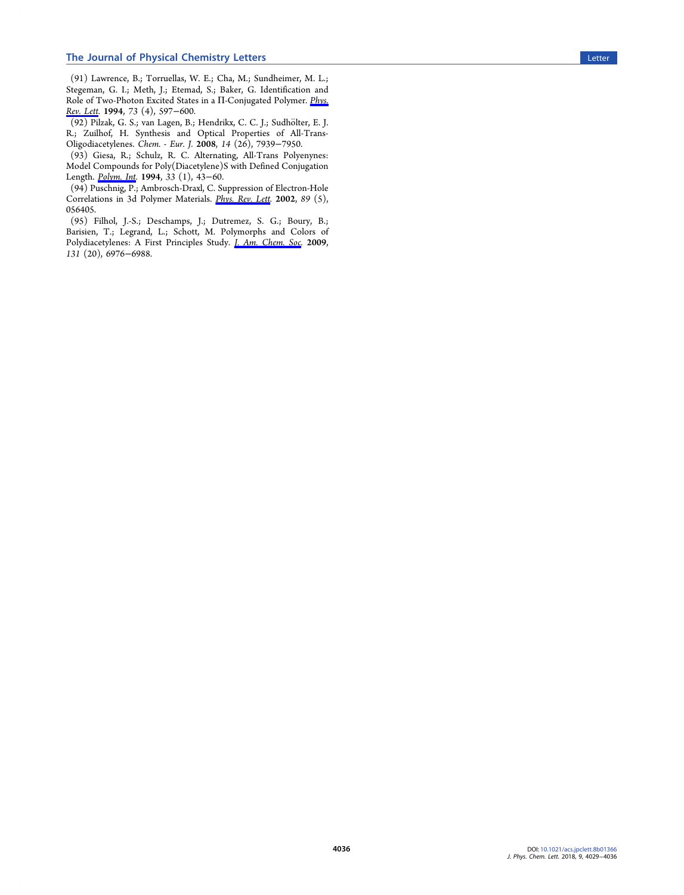(91) Lawrence, B.; Torruellas, W. E.; Cha, M.; Sundheimer, M. L.; Stegeman, G. I.; Meth, J.; Etemad, S.; Baker, G. Identification and Role of Two-Photon Excited States in a Π-Conjugated Polymer. *Phys. Rev. Lett.* **1994**, *73* (4), 597−600.

(92) Pilzak, G. S.; van Lagen, B.; Hendrikx, C. C. J.; Sudhölter, E. J. R.; Zuilhof, H. Synthesis and Optical Properties of All-Trans-Oligodiacetylenes. *Chem. - Eur. J.* **2008**, *14* (26), 7939−7950.

(93) Giesa, R.; Schulz, R. C. Alternating, All-Trans Polyenynes: Model Compounds for Poly(Diacetylene)S with Defined Conjugation Length. *Polym. Int.* **1994**, *33* (1), 43−60.

(94) Puschnig, P.; Ambrosch-Draxl, C. Suppression of Electron-Hole Correlations in 3d Polymer Materials. *Phys. Rev. Lett.* **2002**, *89* (5), 056405.

(95) Filhol, J.-S.; Deschamps, J.; Dutremez, S. G.; Boury, B.; Barisien, T.; Legrand, L.; Schott, M. Polymorphs and Colors of Polydiacetylenes: A First Principles Study. *J. Am. Chem. Soc.* **2009**, *131* (20), 6976−6988.